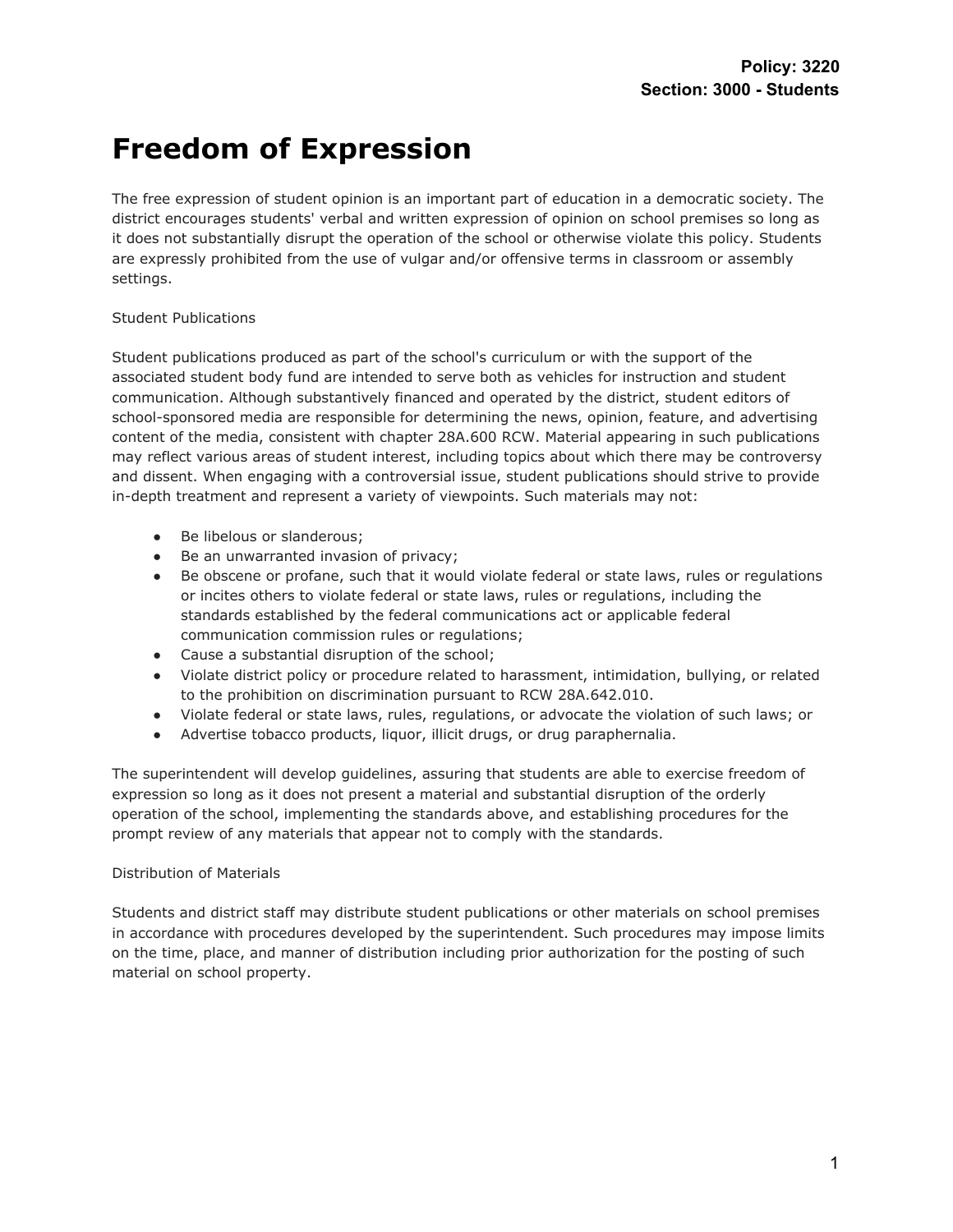**Policy: 3220**
**Section: 3000 - Students**

# Freedom of Expression

The free expression of student opinion is an important part of education in a democratic society. The district encourages students' verbal and written expression of opinion on school premises so long as it does not substantially disrupt the operation of the school or otherwise violate this policy. Students are expressly prohibited from the use of vulgar and/or offensive terms in classroom or assembly settings.

Student Publications

Student publications produced as part of the school's curriculum or with the support of the associated student body fund are intended to serve both as vehicles for instruction and student communication. Although substantively financed and operated by the district, student editors of school-sponsored media are responsible for determining the news, opinion, feature, and advertising content of the media, consistent with chapter 28A.600 RCW. Material appearing in such publications may reflect various areas of student interest, including topics about which there may be controversy and dissent. When engaging with a controversial issue, student publications should strive to provide in-depth treatment and represent a variety of viewpoints. Such materials may not:

- Be libelous or slanderous;
- Be an unwarranted invasion of privacy;
- Be obscene or profane, such that it would violate federal or state laws, rules or regulations or incites others to violate federal or state laws, rules or regulations, including the standards established by the federal communications act or applicable federal communication commission rules or regulations;
- Cause a substantial disruption of the school;
- Violate district policy or procedure related to harassment, intimidation, bullying, or related to the prohibition on discrimination pursuant to RCW 28A.642.010.
- Violate federal or state laws, rules, regulations, or advocate the violation of such laws; or
- Advertise tobacco products, liquor, illicit drugs, or drug paraphernalia.

The superintendent will develop guidelines, assuring that students are able to exercise freedom of expression so long as it does not present a material and substantial disruption of the orderly operation of the school, implementing the standards above, and establishing procedures for the prompt review of any materials that appear not to comply with the standards.

Distribution of Materials

Students and district staff may distribute student publications or other materials on school premises in accordance with procedures developed by the superintendent. Such procedures may impose limits on the time, place, and manner of distribution including prior authorization for the posting of such material on school property.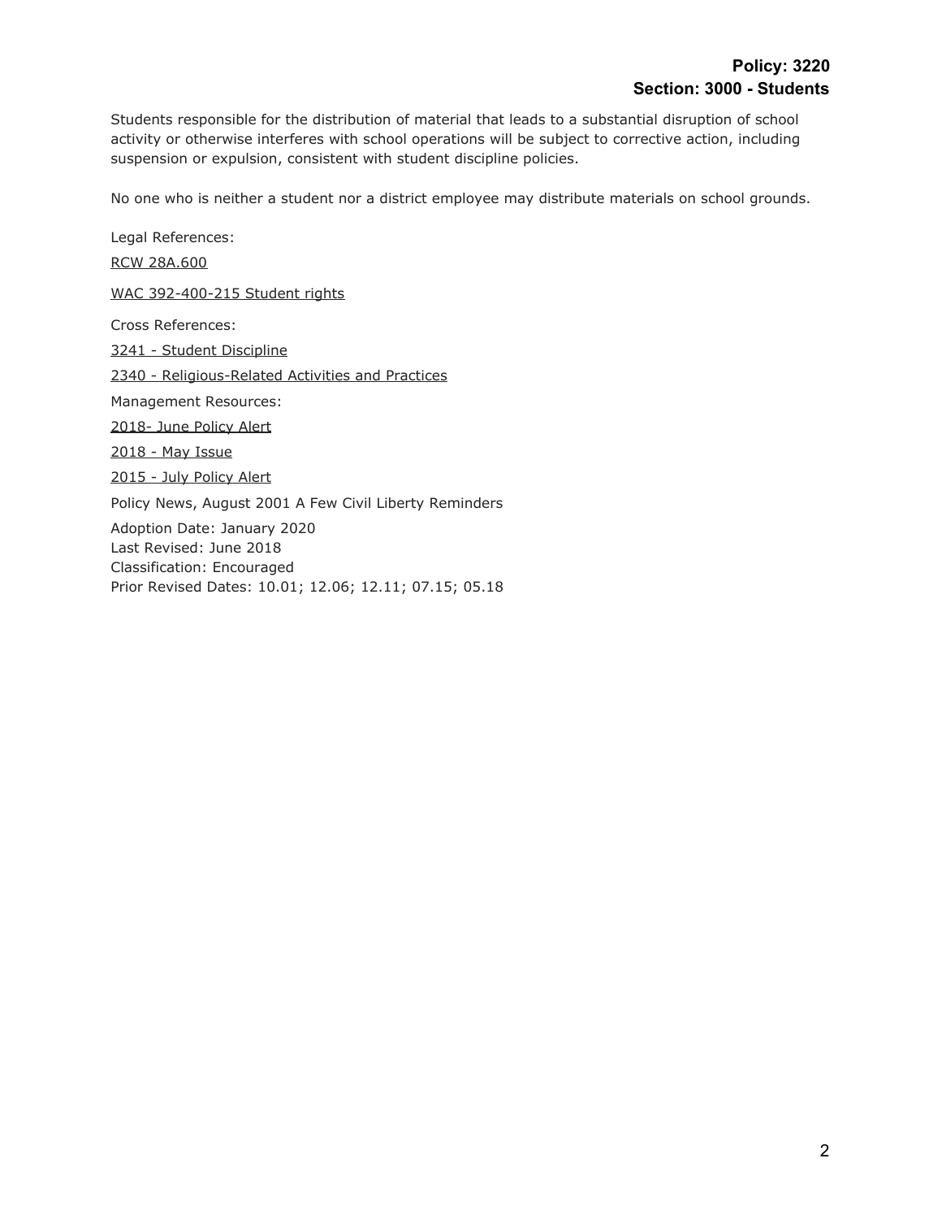Students responsible for the distribution of material that leads to a substantial disruption of school activity or otherwise interferes with school operations will be subject to corrective action, including suspension or expulsion, consistent with student discipline policies.

No one who is neither a student nor a district employee may distribute materials on school grounds.

Legal References:

RCW 28A.600

WAC 392-400-215 Student rights

Cross References:

3241 - Student Discipline

2340 - Religious-Related Activities and Practices

Management Resources:

2018- June Policy Alert

2018 - May Issue

2015 - July Policy Alert

Policy News, August 2001 A Few Civil Liberty Reminders

Adoption Date: January 2020
Last Revised: June 2018
Classification: Encouraged
Prior Revised Dates: 10.01; 12.06; 12.11; 07.15; 05.18